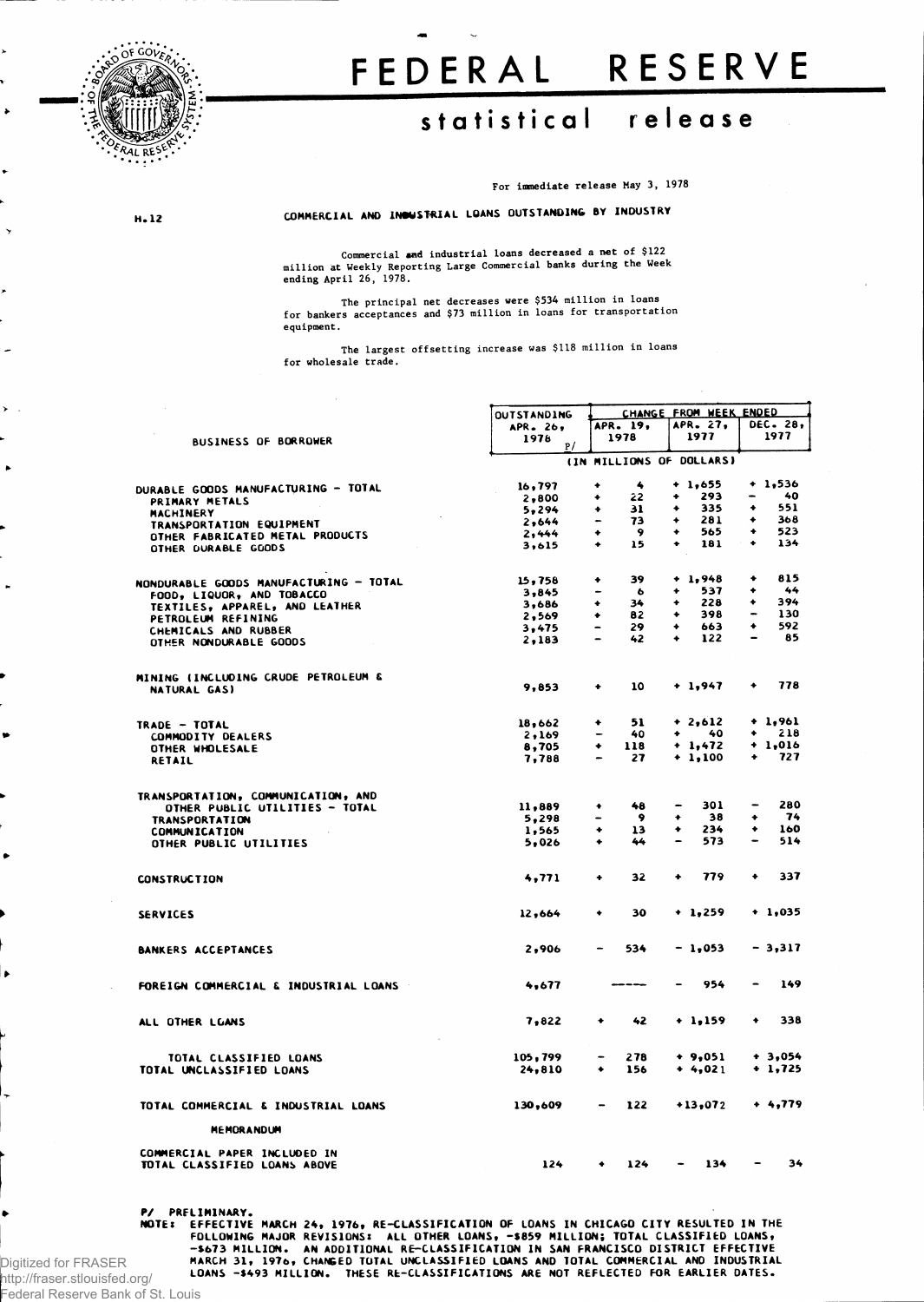# FEDERAL RESERVE

## statistical release

For immediate release May 3, 1978

H.12

### COMMERCIAL AND INDUSTRIAL LOANS OUTSTANDING BY INDUSTRY

Commercial and industrial loans decreased a net of $122 million at Weekly Reporting Large Commercial banks during the Week ending April 26, 1978.

The principal net decreases were $534 million in loans for bankers acceptances and $73 million in loans for transportation equipment.

The largest offsetting increase was $118 million in loans for wholesale trade.

| BUSINESS OF BORROWER | OUTSTANDING APR. 26, 1978 P/ | CHANGE FROM WEEK ENDED APR. 19, 1978 | APR. 27, 1977 | DEC. 28, 1977 |
|---|---|---|---|---|
| | (IN MILLIONS OF DOLLARS) | | | |
| DURABLE GOODS MANUFACTURING - TOTAL | 16,797 | + 4 | + 1,655 | + 1,536 |
| PRIMARY METALS | 2,800 | + 22 | + 293 | - 40 |
| MACHINERY | 5,294 | + 31 | + 335 | + 551 |
| TRANSPORTATION EQUIPMENT | 2,644 | - 73 | + 281 | + 368 |
| OTHER FABRICATED METAL PRODUCTS | 2,444 | + 9 | + 565 | + 523 |
| OTHER DURABLE GOODS | 3,615 | + 15 | + 181 | + 134 |
| NONDURABLE GOODS MANUFACTURING - TOTAL | 15,758 | + 39 | + 1,948 | + 815 |
| FOOD, LIQUOR, AND TOBACCO | 3,845 | - 6 | + 537 | + 44 |
| TEXTILES, APPAREL, AND LEATHER | 3,686 | + 34 | + 228 | + 394 |
| PETROLEUM REFINING | 2,569 | + 82 | + 398 | - 130 |
| CHEMICALS AND RUBBER | 3,475 | - 29 | + 663 | + 592 |
| OTHER NONDURABLE GOODS | 2,183 | - 42 | + 122 | - 85 |
| MINING (INCLUDING CRUDE PETROLEUM & NATURAL GAS) | 9,853 | + 10 | + 1,947 | + 778 |
| TRADE - TOTAL | 18,662 | + 51 | + 2,612 | + 1,961 |
| COMMODITY DEALERS | 2,169 | - 40 | + 40 | + 218 |
| OTHER WHOLESALE | 8,705 | + 118 | + 1,472 | + 1,016 |
| RETAIL | 7,788 | - 27 | + 1,100 | + 727 |
| TRANSPORTATION, COMMUNICATION, AND OTHER PUBLIC UTILITIES - TOTAL | 11,889 | + 48 | - 301 | - 280 |
| TRANSPORTATION | 5,298 | - 9 | + 38 | + 74 |
| COMMUNICATION | 1,565 | + 13 | + 234 | + 160 |
| OTHER PUBLIC UTILITIES | 5,026 | + 44 | - 573 | - 514 |
| CONSTRUCTION | 4,771 | + 32 | + 779 | + 337 |
| SERVICES | 12,664 | + 30 | + 1,259 | + 1,035 |
| BANKERS ACCEPTANCES | 2,906 | - 534 | - 1,053 | - 3,317 |
| FOREIGN COMMERCIAL & INDUSTRIAL LOANS | 4,677 | ----- | - 954 | - 149 |
| ALL OTHER LOANS | 7,822 | + 42 | + 1,159 | + 338 |
| TOTAL CLASSIFIED LOANS | 105,799 | - 278 | + 9,051 | + 3,054 |
| TOTAL UNCLASSIFIED LOANS | 24,810 | + 156 | + 4,021 | + 1,725 |
| TOTAL COMMERCIAL & INDUSTRIAL LOANS | 130,609 | - 122 | +13,072 | + 4,779 |
| MEMORANDUM | | | | |
| COMMERCIAL PAPER INCLUDED IN TOTAL CLASSIFIED LOANS ABOVE | 124 | + 124 | - 134 | - 34 |

P/ PRELIMINARY.

NOTE: EFFECTIVE MARCH 24, 1976, RE-CLASSIFICATION OF LOANS IN CHICAGO CITY RESULTED IN THE FOLLOWING MAJOR REVISIONS: ALL OTHER LOANS, -$859 MILLION; TOTAL CLASSIFIED LOANS, -$673 MILLION. AN ADDITIONAL RE-CLASSIFICATION IN SAN FRANCISCO DISTRICT EFFECTIVE MARCH 31, 1976, CHANGED TOTAL UNCLASSIFIED LOANS AND TOTAL COMMERCIAL AND INDUSTRIAL LOANS -$493 MILLION. THESE RE-CLASSIFICATIONS ARE NOT REFLECTED FOR EARLIER DATES.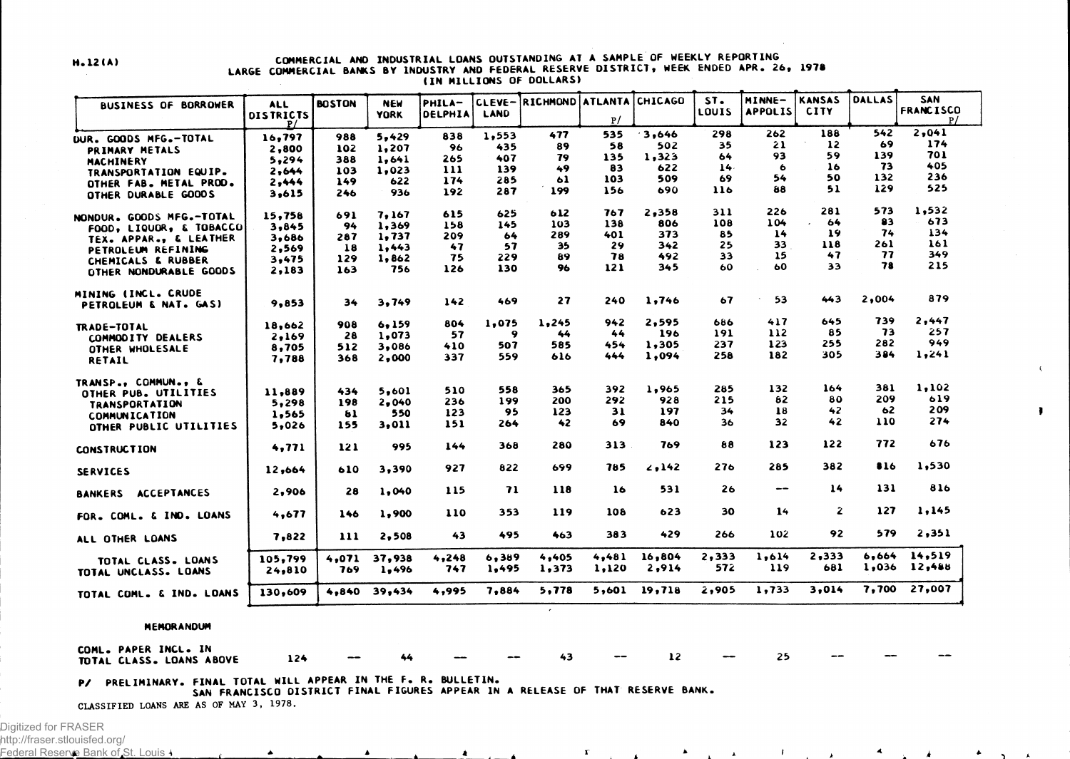H.12(A)

# COMMERCIAL AND INDUSTRIAL LOANS OUTSTANDING AT A SAMPLE OF WEEKLY REPORTING LARGE COMMERCIAL BANKS BY INDUSTRY AND FEDERAL RESERVE DISTRICT, WEEK ENDED APR. 26, 1978
(IN MILLIONS OF DOLLARS)

| BUSINESS OF BORROWER | ALL DISTRICTS P/ | BOSTON | NEW YORK | PHILA-DELPHIA | CLEVE-LAND | RICHMOND | ATLANTA P/ | CHICAGO | ST. LOUIS | MINNE-APPOLIS | KANSAS CITY | DALLAS | SAN FRANCISCO P/ |
|---|---|---|---|---|---|---|---|---|---|---|---|---|---|
| DUR. GOODS MFG.-TOTAL | 16,797 | 988 | 5,429 | 838 | 1,553 | 477 | 535 | 3,646 | 298 | 262 | 188 | 542 | 2,041 |
| PRIMARY METALS | 2,800 | 102 | 1,207 | 96 | 435 | 89 | 58 | 502 | 35 | 21 | 12 | 69 | 174 |
| MACHINERY | 5,294 | 388 | 1,641 | 265 | 407 | 79 | 135 | 1,323 | 64 | 93 | 59 | 139 | 701 |
| TRANSPORTATION EQUIP. | 2,644 | 103 | 1,023 | 111 | 139 | 49 | 83 | 622 | 14 | 6 | 16 | 73 | 405 |
| OTHER FAB. METAL PROD. | 2,444 | 149 | 622 | 174 | 285 | 61 | 103 | 509 | 69 | 54 | 50 | 132 | 236 |
| OTHER DURABLE GOODS | 3,615 | 246 | 936 | 192 | 287 | 199 | 156 | 690 | 116 | 88 | 51 | 129 | 525 |
| NONDUR. GOODS MFG.-TOTAL | 15,758 | 691 | 7,167 | 615 | 625 | 612 | 767 | 2,358 | 311 | 226 | 281 | 573 | 1,532 |
| FOOD, LIQUOR, & TOBACCO | 3,845 | 94 | 1,369 | 158 | 145 | 103 | 138 | 806 | 108 | 104 | 64 | 83 | 673 |
| TEX. APPAR., & LEATHER | 3,686 | 287 | 1,737 | 209 | 64 | 289 | 401 | 373 | 85 | 14 | 19 | 74 | 134 |
| PETROLEUM REFINING | 2,569 | 18 | 1,443 | 47 | 57 | 35 | 29 | 342 | 25 | 33 | 118 | 261 | 161 |
| CHEMICALS & RUBBER | 3,475 | 129 | 1,862 | 75 | 229 | 89 | 78 | 492 | 33 | 15 | 47 | 77 | 349 |
| OTHER NONDURABLE GOODS | 2,183 | 163 | 756 | 126 | 130 | 96 | 121 | 345 | 60 | 60 | 33 | 78 | 215 |
| MINING (INCL. CRUDE PETROLEUM & NAT. GAS) | 9,853 | 34 | 3,749 | 142 | 469 | 27 | 240 | 1,746 | 67 | 53 | 443 | 2,004 | 879 |
| TRADE-TOTAL | 18,662 | 908 | 6,159 | 804 | 1,075 | 1,245 | 942 | 2,595 | 686 | 417 | 645 | 739 | 2,447 |
| COMMODITY DEALERS | 2,169 | 28 | 1,073 | 57 | 9 | 44 | 44 | 196 | 191 | 112 | 85 | 73 | 257 |
| OTHER WHOLESALE | 8,705 | 512 | 3,086 | 410 | 507 | 585 | 454 | 1,305 | 237 | 123 | 255 | 282 | 949 |
| RETAIL | 7,788 | 368 | 2,000 | 337 | 559 | 616 | 444 | 1,094 | 258 | 182 | 305 | 384 | 1,241 |
| TRANSP., COMMUN., & OTHER PUB. UTILITIES | 11,889 | 434 | 5,601 | 510 | 558 | 365 | 392 | 1,965 | 285 | 132 | 164 | 381 | 1,102 |
| TRANSPORTATION | 5,298 | 198 | 2,040 | 236 | 199 | 200 | 292 | 928 | 215 | 82 | 80 | 209 | 619 |
| COMMUNICATION | 1,565 | 81 | 550 | 123 | 95 | 123 | 31 | 197 | 34 | 18 | 42 | 62 | 209 |
| OTHER PUBLIC UTILITIES | 5,026 | 155 | 3,011 | 151 | 264 | 42 | 69 | 840 | 36 | 32 | 42 | 110 | 274 |
| CONSTRUCTION | 4,771 | 121 | 995 | 144 | 368 | 280 | 313 | 769 | 88 | 123 | 122 | 772 | 676 |
| SERVICES | 12,664 | 610 | 3,390 | 927 | 822 | 699 | 785 | 2,142 | 276 | 285 | 382 | 816 | 1,530 |
| BANKERS ACCEPTANCES | 2,906 | 28 | 1,040 | 115 | 71 | 118 | 16 | 531 | 26 | -- | 14 | 131 | 816 |
| FOR. COML. & IND. LOANS | 4,677 | 146 | 1,900 | 110 | 353 | 119 | 108 | 623 | 30 | 14 | 2 | 127 | 1,145 |
| ALL OTHER LOANS | 7,822 | 111 | 2,508 | 43 | 495 | 463 | 383 | 429 | 266 | 102 | 92 | 579 | 2,351 |
| TOTAL CLASS. LOANS | 105,799 | 4,071 | 37,938 | 4,248 | 6,389 | 4,405 | 4,481 | 16,804 | 2,333 | 1,614 | 2,333 | 6,664 | 14,519 |
| TOTAL UNCLASS. LOANS | 24,810 | 769 | 1,496 | 747 | 1,495 | 1,373 | 1,120 | 2,914 | 572 | 119 | 681 | 1,036 | 12,488 |
| TOTAL COML. & IND. LOANS | 130,609 | 4,840 | 39,434 | 4,995 | 7,884 | 5,778 | 5,601 | 19,718 | 2,905 | 1,733 | 3,014 | 7,700 | 27,007 |

**MEMORANDUM**

| | | | | | | | | | | | | | |
|---|---|---|---|---|---|---|---|---|---|---|---|---|---|
| COML. PAPER INCL. IN TOTAL CLASS. LOANS ABOVE | 124 | -- | 44 | -- | -- | 43 | -- | 12 | -- | 25 | -- | -- | -- |

P/ PRELIMINARY. FINAL TOTAL WILL APPEAR IN THE F. R. BULLETIN.
SAN FRANCISCO DISTRICT FINAL FIGURES APPEAR IN A RELEASE OF THAT RESERVE BANK.

CLASSIFIED LOANS ARE AS OF MAY 3, 1978.